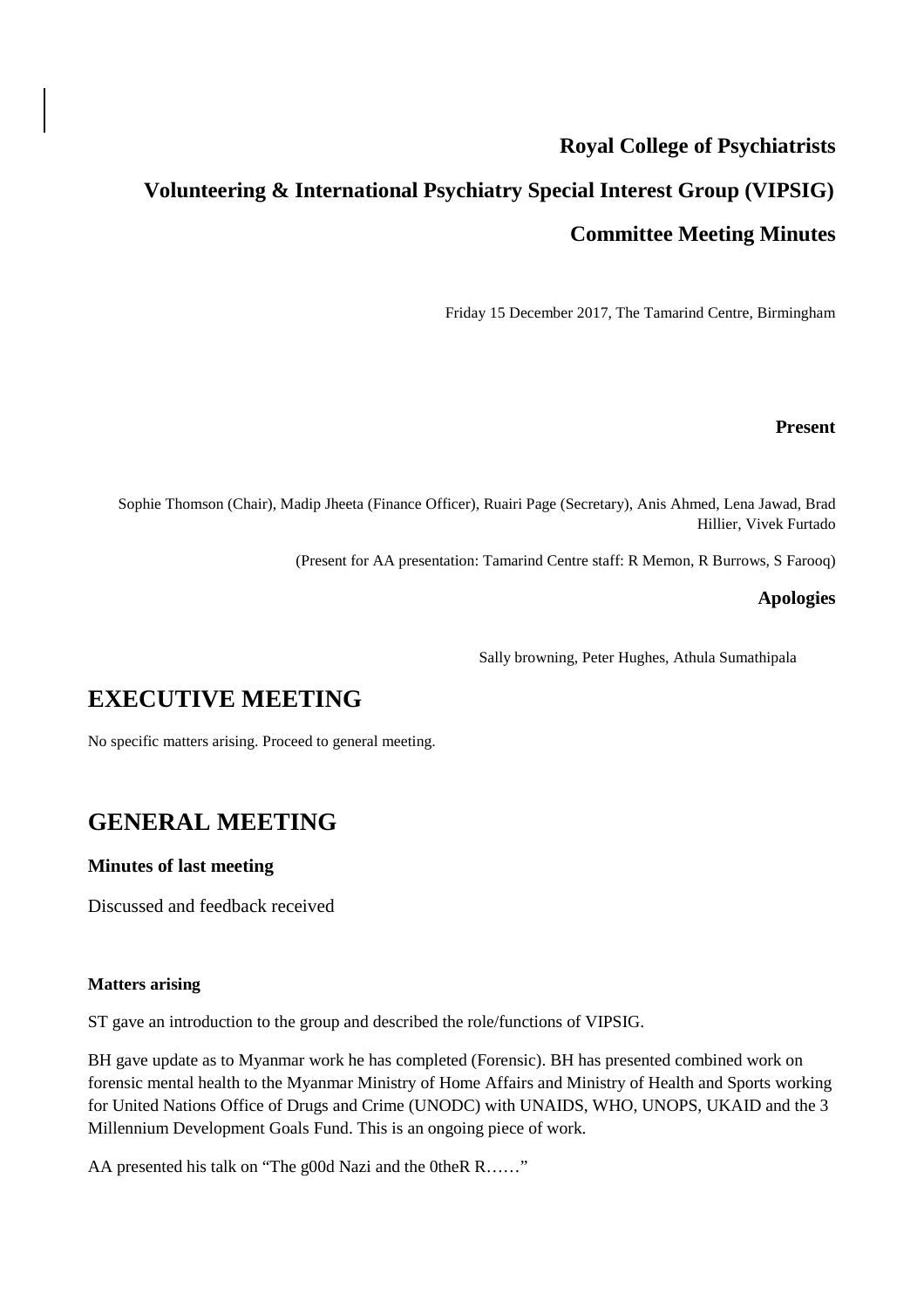**Royal College of Psychiatrists**

**Volunteering & International Psychiatry Special Interest Group (VIPSIG)**

**Committee Meeting Minutes**

Friday 15 December 2017, The Tamarind Centre, Birmingham

**Present**

Sophie Thomson (Chair), Madip Jheeta (Finance Officer), Ruairi Page (Secretary), Anis Ahmed, Lena Jawad, Brad Hillier, Vivek Furtado

(Present for AA presentation: Tamarind Centre staff: R Memon, R Burrows, S Farooq)

**Apologies**

Sally browning, Peter Hughes, Athula Sumathipala

# EXECUTIVE MEETING

No specific matters arising. Proceed to general meeting.

# GENERAL MEETING

### Minutes of last meeting

Discussed and feedback received

#### Matters arising

ST gave an introduction to the group and described the role/functions of VIPSIG.

BH gave update as to Myanmar work he has completed (Forensic). BH has presented combined work on forensic mental health to the Myanmar Ministry of Home Affairs and Ministry of Health and Sports working for United Nations Office of Drugs and Crime (UNODC) with UNAIDS, WHO, UNOPS, UKAID and the 3 Millennium Development Goals Fund. This is an ongoing piece of work.

AA presented his talk on "The g00d Nazi and the 0theR R……"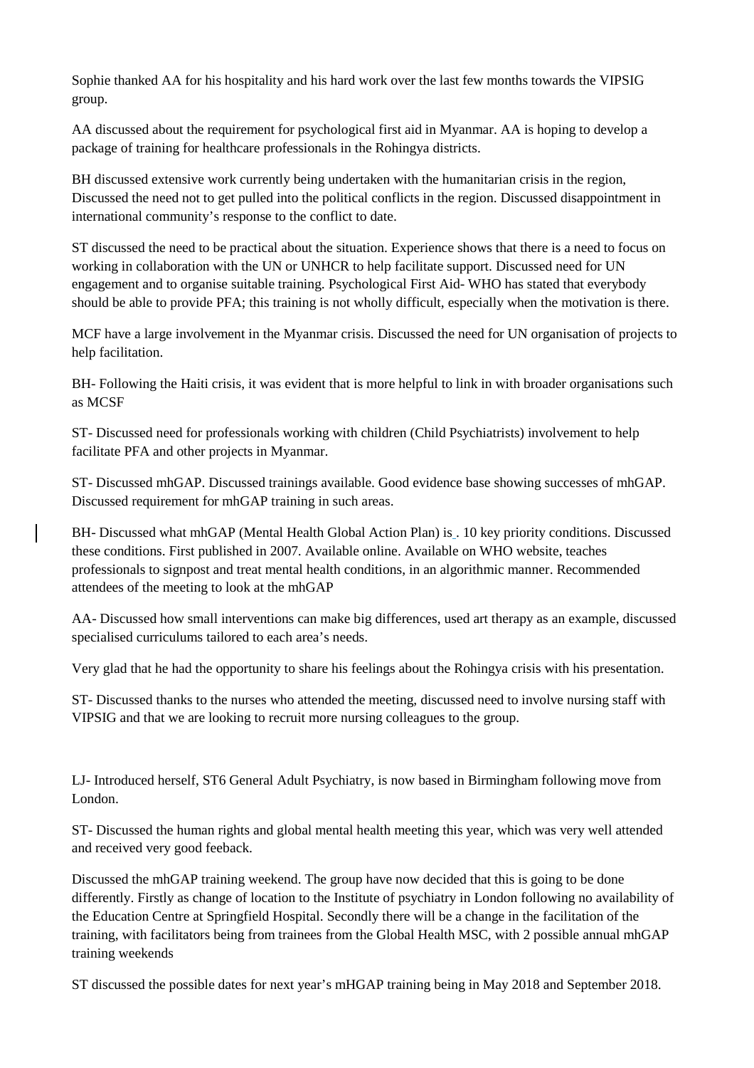Sophie thanked AA for his hospitality and his hard work over the last few months towards the VIPSIG group.

AA discussed about the requirement for psychological first aid in Myanmar. AA is hoping to develop a package of training for healthcare professionals in the Rohingya districts.

BH discussed extensive work currently being undertaken with the humanitarian crisis in the region, Discussed the need not to get pulled into the political conflicts in the region. Discussed disappointment in international community's response to the conflict to date.

ST discussed the need to be practical about the situation. Experience shows that there is a need to focus on working in collaboration with the UN or UNHCR to help facilitate support. Discussed need for UN engagement and to organise suitable training. Psychological First Aid- WHO has stated that everybody should be able to provide PFA; this training is not wholly difficult, especially when the motivation is there.

MCF have a large involvement in the Myanmar crisis. Discussed the need for UN organisation of projects to help facilitation.

BH- Following the Haiti crisis, it was evident that is more helpful to link in with broader organisations such as MCSF

ST- Discussed need for professionals working with children (Child Psychiatrists) involvement to help facilitate PFA and other projects in Myanmar.

ST- Discussed mhGAP. Discussed trainings available. Good evidence base showing successes of mhGAP. Discussed requirement for mhGAP training in such areas.

BH- Discussed what mhGAP (Mental Health Global Action Plan) is . 10 key priority conditions. Discussed these conditions. First published in 2007. Available online. Available on WHO website, teaches professionals to signpost and treat mental health conditions, in an algorithmic manner. Recommended attendees of the meeting to look at the mhGAP

AA- Discussed how small interventions can make big differences, used art therapy as an example, discussed specialised curriculums tailored to each area's needs.

Very glad that he had the opportunity to share his feelings about the Rohingya crisis with his presentation.

ST- Discussed thanks to the nurses who attended the meeting, discussed need to involve nursing staff with VIPSIG and that we are looking to recruit more nursing colleagues to the group.

LJ- Introduced herself, ST6 General Adult Psychiatry, is now based in Birmingham following move from London.

ST- Discussed the human rights and global mental health meeting this year, which was very well attended and received very good feeback.

Discussed the mhGAP training weekend. The group have now decided that this is going to be done differently. Firstly as change of location to the Institute of psychiatry in London following no availability of the Education Centre at Springfield Hospital. Secondly there will be a change in the facilitation of the training, with facilitators being from trainees from the Global Health MSC, with 2 possible annual mhGAP training weekends

ST discussed the possible dates for next year's mHGAP training being in May 2018 and September 2018.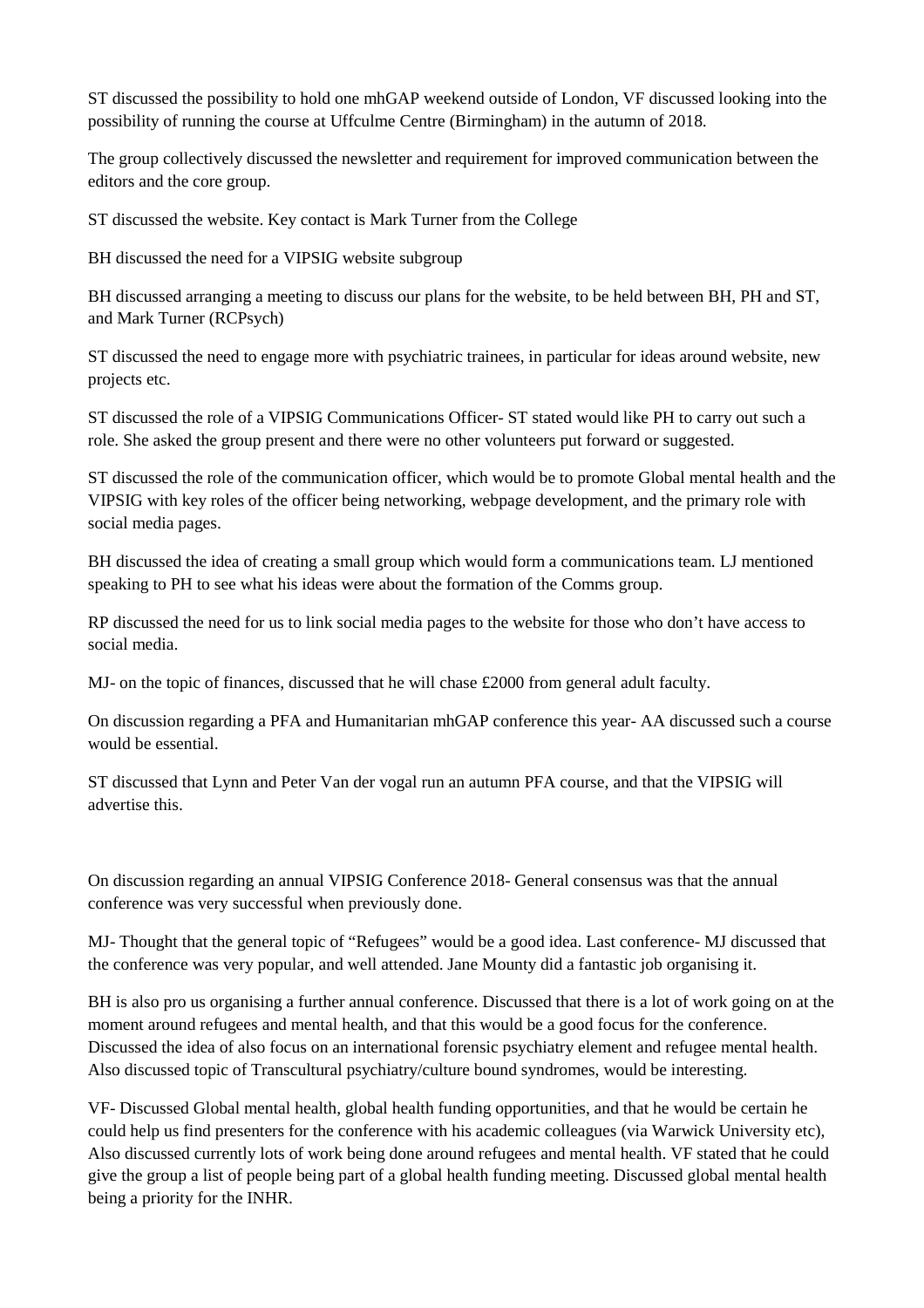ST discussed the possibility to hold one mhGAP weekend outside of London, VF discussed looking into the possibility of running the course at Uffculme Centre (Birmingham) in the autumn of 2018.

The group collectively discussed the newsletter and requirement for improved communication between the editors and the core group.

ST discussed the website. Key contact is Mark Turner from the College

BH discussed the need for a VIPSIG website subgroup

BH discussed arranging a meeting to discuss our plans for the website, to be held between BH, PH and ST, and Mark Turner (RCPsych)

ST discussed the need to engage more with psychiatric trainees, in particular for ideas around website, new projects etc.

ST discussed the role of a VIPSIG Communications Officer- ST stated would like PH to carry out such a role. She asked the group present and there were no other volunteers put forward or suggested.

ST discussed the role of the communication officer, which would be to promote Global mental health and the VIPSIG with key roles of the officer being networking, webpage development, and the primary role with social media pages.

BH discussed the idea of creating a small group which would form a communications team. LJ mentioned speaking to PH to see what his ideas were about the formation of the Comms group.

RP discussed the need for us to link social media pages to the website for those who don't have access to social media.

MJ- on the topic of finances, discussed that he will chase £2000 from general adult faculty.

On discussion regarding a PFA and Humanitarian mhGAP conference this year- AA discussed such a course would be essential.

ST discussed that Lynn and Peter Van der vogal run an autumn PFA course, and that the VIPSIG will advertise this.

On discussion regarding an annual VIPSIG Conference 2018- General consensus was that the annual conference was very successful when previously done.

MJ- Thought that the general topic of "Refugees" would be a good idea. Last conference- MJ discussed that the conference was very popular, and well attended. Jane Mounty did a fantastic job organising it.

BH is also pro us organising a further annual conference. Discussed that there is a lot of work going on at the moment around refugees and mental health, and that this would be a good focus for the conference. Discussed the idea of also focus on an international forensic psychiatry element and refugee mental health. Also discussed topic of Transcultural psychiatry/culture bound syndromes, would be interesting.

VF- Discussed Global mental health, global health funding opportunities, and that he would be certain he could help us find presenters for the conference with his academic colleagues (via Warwick University etc), Also discussed currently lots of work being done around refugees and mental health. VF stated that he could give the group a list of people being part of a global health funding meeting. Discussed global mental health being a priority for the INHR.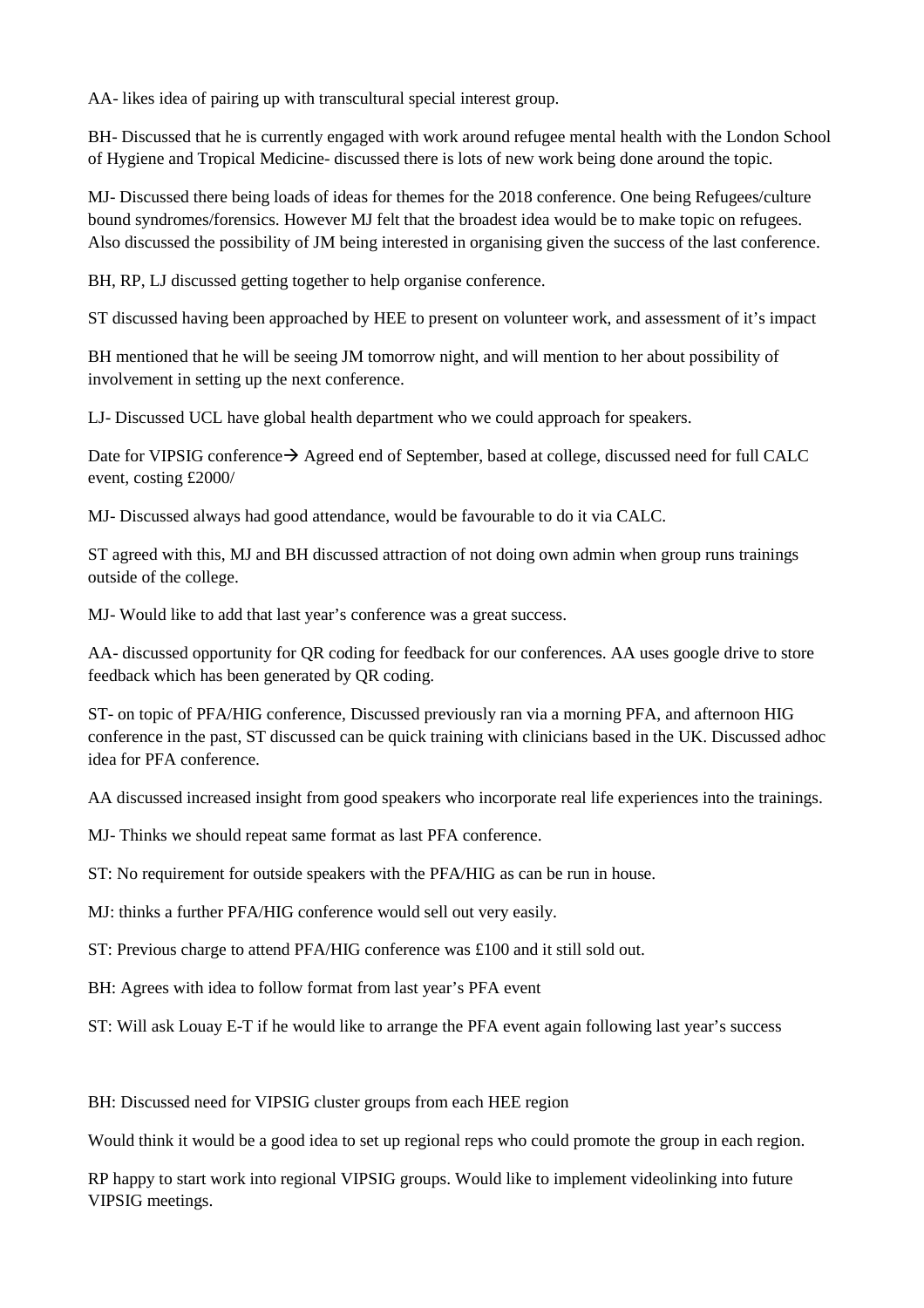AA- likes idea of pairing up with transcultural special interest group.

BH- Discussed that he is currently engaged with work around refugee mental health with the London School of Hygiene and Tropical Medicine- discussed there is lots of new work being done around the topic.

MJ- Discussed there being loads of ideas for themes for the 2018 conference. One being Refugees/culture bound syndromes/forensics. However MJ felt that the broadest idea would be to make topic on refugees. Also discussed the possibility of JM being interested in organising given the success of the last conference.

BH, RP, LJ discussed getting together to help organise conference.

ST discussed having been approached by HEE to present on volunteer work, and assessment of it's impact

BH mentioned that he will be seeing JM tomorrow night, and will mention to her about possibility of involvement in setting up the next conference.

LJ- Discussed UCL have global health department who we could approach for speakers.

Date for VIPSIG conference→ Agreed end of September, based at college, discussed need for full CALC event, costing £2000/

MJ- Discussed always had good attendance, would be favourable to do it via CALC.

ST agreed with this, MJ and BH discussed attraction of not doing own admin when group runs trainings outside of the college.

MJ- Would like to add that last year's conference was a great success.

AA- discussed opportunity for QR coding for feedback for our conferences. AA uses google drive to store feedback which has been generated by QR coding.

ST- on topic of PFA/HIG conference, Discussed previously ran via a morning PFA, and afternoon HIG conference in the past, ST discussed can be quick training with clinicians based in the UK. Discussed adhoc idea for PFA conference.

AA discussed increased insight from good speakers who incorporate real life experiences into the trainings.

MJ- Thinks we should repeat same format as last PFA conference.

ST: No requirement for outside speakers with the PFA/HIG as can be run in house.

MJ: thinks a further PFA/HIG conference would sell out very easily.

ST: Previous charge to attend PFA/HIG conference was £100 and it still sold out.

BH: Agrees with idea to follow format from last year's PFA event

ST: Will ask Louay E-T if he would like to arrange the PFA event again following last year's success

BH: Discussed need for VIPSIG cluster groups from each HEE region

Would think it would be a good idea to set up regional reps who could promote the group in each region.

RP happy to start work into regional VIPSIG groups. Would like to implement videolinking into future VIPSIG meetings.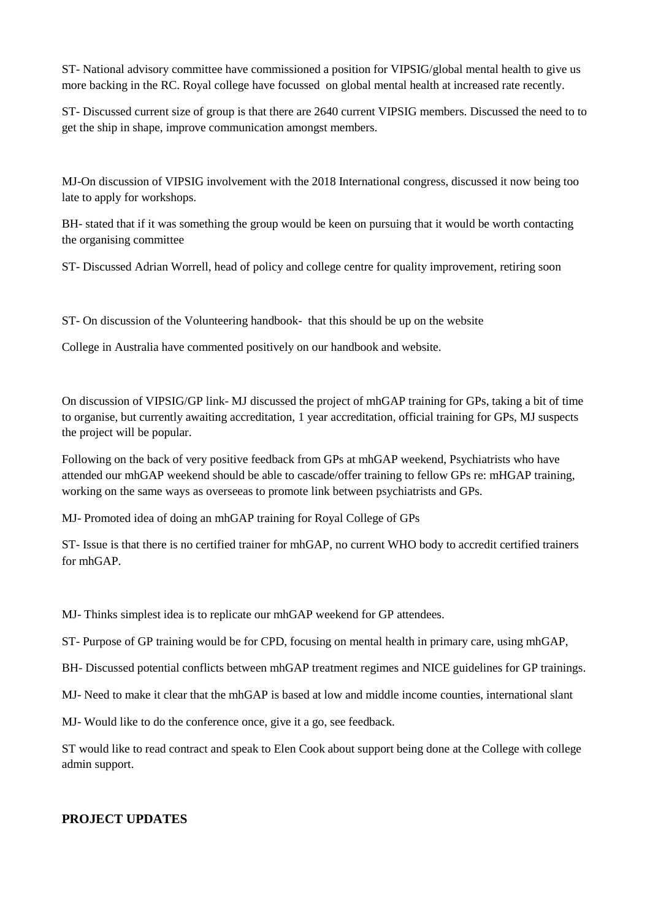ST- National advisory committee have commissioned a position for VIPSIG/global mental health to give us more backing in the RC. Royal college have focussed on global mental health at increased rate recently.

ST- Discussed current size of group is that there are 2640 current VIPSIG members. Discussed the need to to get the ship in shape, improve communication amongst members.

MJ-On discussion of VIPSIG involvement with the 2018 International congress, discussed it now being too late to apply for workshops.

BH- stated that if it was something the group would be keen on pursuing that it would be worth contacting the organising committee

ST- Discussed Adrian Worrell, head of policy and college centre for quality improvement, retiring soon

ST- On discussion of the Volunteering handbook- that this should be up on the website

College in Australia have commented positively on our handbook and website.

On discussion of VIPSIG/GP link- MJ discussed the project of mhGAP training for GPs, taking a bit of time to organise, but currently awaiting accreditation, 1 year accreditation, official training for GPs, MJ suspects the project will be popular.

Following on the back of very positive feedback from GPs at mhGAP weekend, Psychiatrists who have attended our mhGAP weekend should be able to cascade/offer training to fellow GPs re: mHGAP training, working on the same ways as overseeas to promote link between psychiatrists and GPs.

MJ- Promoted idea of doing an mhGAP training for Royal College of GPs

ST- Issue is that there is no certified trainer for mhGAP, no current WHO body to accredit certified trainers for mhGAP.

MJ- Thinks simplest idea is to replicate our mhGAP weekend for GP attendees.

ST- Purpose of GP training would be for CPD, focusing on mental health in primary care, using mhGAP,

BH- Discussed potential conflicts between mhGAP treatment regimes and NICE guidelines for GP trainings.

MJ- Need to make it clear that the mhGAP is based at low and middle income counties, international slant

MJ- Would like to do the conference once, give it a go, see feedback.

ST would like to read contract and speak to Elen Cook about support being done at the College with college admin support.

**PROJECT UPDATES**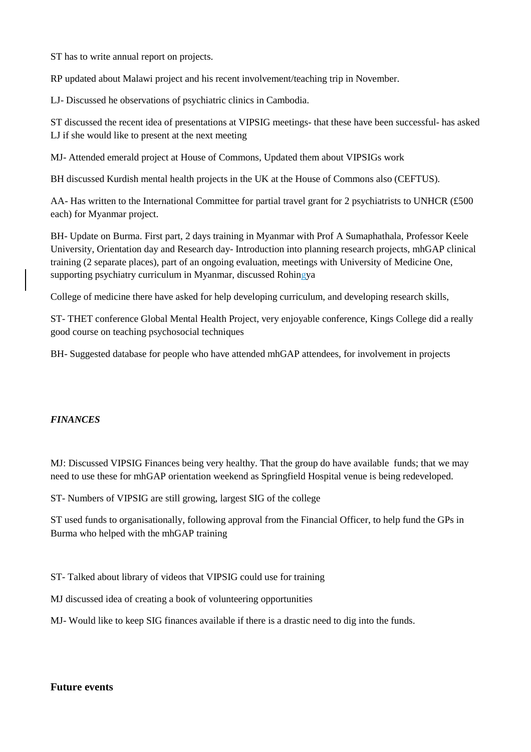ST has to write annual report on projects.

RP updated about Malawi project and his recent involvement/teaching trip in November.

LJ- Discussed he observations of psychiatric clinics in Cambodia.

ST discussed the recent idea of presentations at VIPSIG meetings- that these have been successful- has asked LJ if she would like to present at the next meeting

MJ- Attended emerald project at House of Commons, Updated them about VIPSIGs work

BH discussed Kurdish mental health projects in the UK at the House of Commons also (CEFTUS).

AA- Has written to the International Committee for partial travel grant for 2 psychiatrists to UNHCR (£500 each) for Myanmar project.

BH- Update on Burma. First part, 2 days training in Myanmar with Prof A Sumaphathala, Professor Keele University, Orientation day and Research day- Introduction into planning research projects, mhGAP clinical training (2 separate places), part of an ongoing evaluation, meetings with University of Medicine One, supporting psychiatry curriculum in Myanmar, discussed Rohingya

College of medicine there have asked for help developing curriculum, and developing research skills,

ST- THET conference Global Mental Health Project, very enjoyable conference, Kings College did a really good course on teaching psychosocial techniques

BH- Suggested database for people who have attended mhGAP attendees, for involvement in projects

***FINANCES***

MJ: Discussed VIPSIG Finances being very healthy. That the group do have available funds; that we may need to use these for mhGAP orientation weekend as Springfield Hospital venue is being redeveloped.

ST- Numbers of VIPSIG are still growing, largest SIG of the college

ST used funds to organisationally, following approval from the Financial Officer, to help fund the GPs in Burma who helped with the mhGAP training

ST- Talked about library of videos that VIPSIG could use for training

MJ discussed idea of creating a book of volunteering opportunities

MJ- Would like to keep SIG finances available if there is a drastic need to dig into the funds.

**Future events**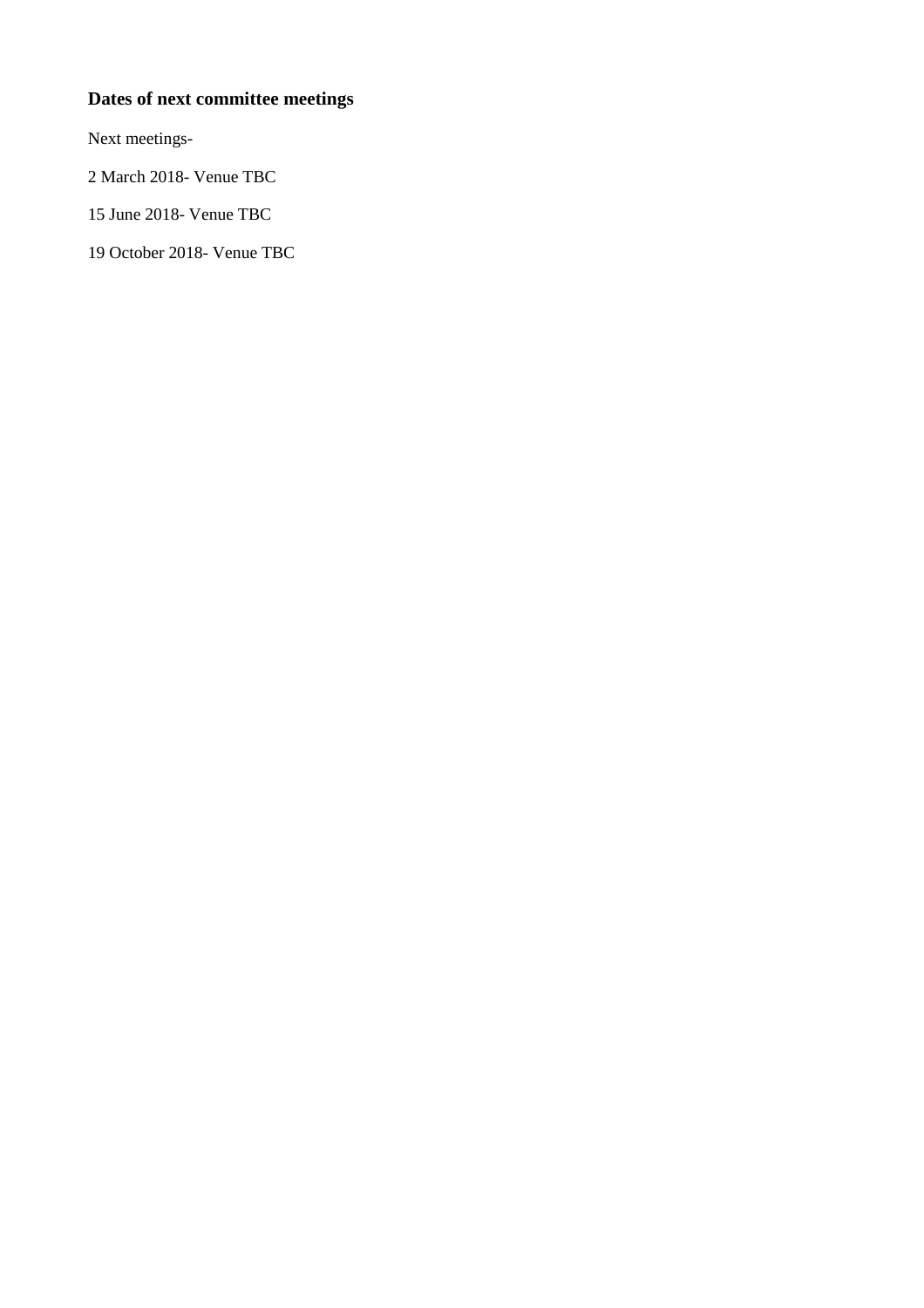**Dates of next committee meetings**

Next meetings-

2 March 2018- Venue TBC

15 June 2018- Venue TBC

19 October 2018- Venue TBC